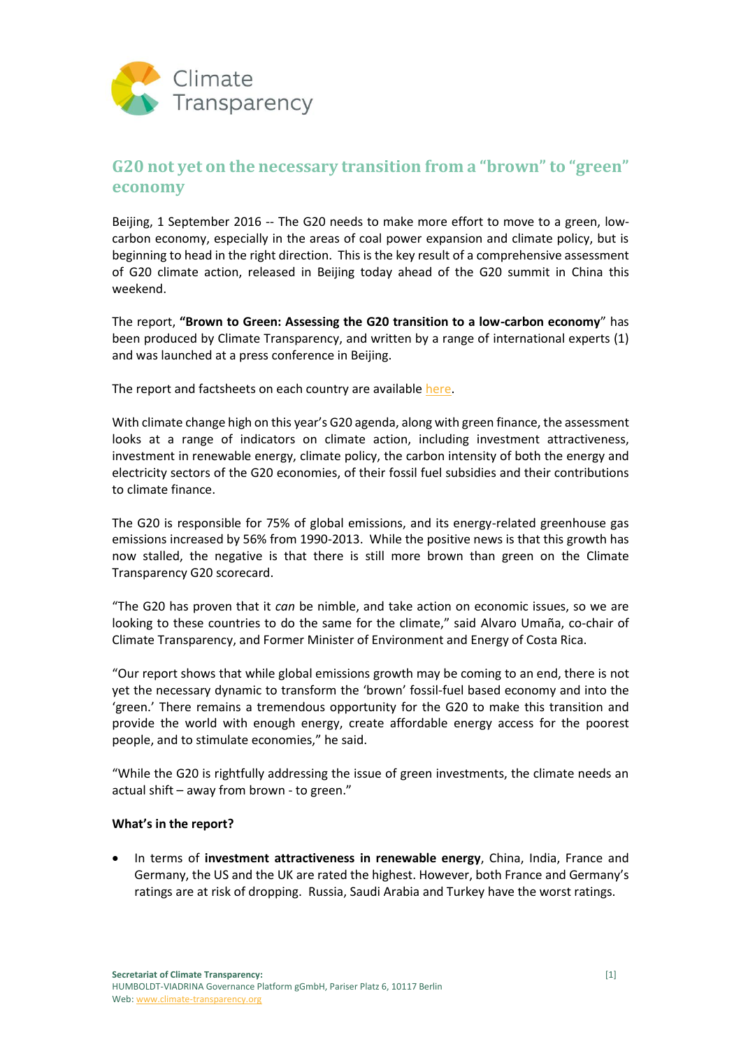Climate Transparency

# G20 not yet on the necessary transition from a "brown" to "green" economy

Beijing, 1 September 2016 -- The G20 needs to make more effort to move to a green, low-carbon economy, especially in the areas of coal power expansion and climate policy, but is beginning to head in the right direction. This is the key result of a comprehensive assessment of G20 climate action, released in Beijing today ahead of the G20 summit in China this weekend.

The report, **"Brown to Green: Assessing the G20 transition to a low-carbon economy"** has been produced by Climate Transparency, and written by a range of international experts (1) and was launched at a press conference in Beijing.

The report and factsheets on each country are available here.

With climate change high on this year's G20 agenda, along with green finance, the assessment looks at a range of indicators on climate action, including investment attractiveness, investment in renewable energy, climate policy, the carbon intensity of both the energy and electricity sectors of the G20 economies, of their fossil fuel subsidies and their contributions to climate finance.

The G20 is responsible for 75% of global emissions, and its energy-related greenhouse gas emissions increased by 56% from 1990-2013. While the positive news is that this growth has now stalled, the negative is that there is still more brown than green on the Climate Transparency G20 scorecard.

"The G20 has proven that it *can* be nimble, and take action on economic issues, so we are looking to these countries to do the same for the climate," said Alvaro Umaña, co-chair of Climate Transparency, and Former Minister of Environment and Energy of Costa Rica.

"Our report shows that while global emissions growth may be coming to an end, there is not yet the necessary dynamic to transform the 'brown' fossil-fuel based economy and into the 'green.' There remains a tremendous opportunity for the G20 to make this transition and provide the world with enough energy, create affordable energy access for the poorest people, and to stimulate economies," he said.

"While the G20 is rightfully addressing the issue of green investments, the climate needs an actual shift – away from brown - to green."

**What's in the report?**

- In terms of **investment attractiveness in renewable energy**, China, India, France and Germany, the US and the UK are rated the highest. However, both France and Germany's ratings are at risk of dropping. Russia, Saudi Arabia and Turkey have the worst ratings.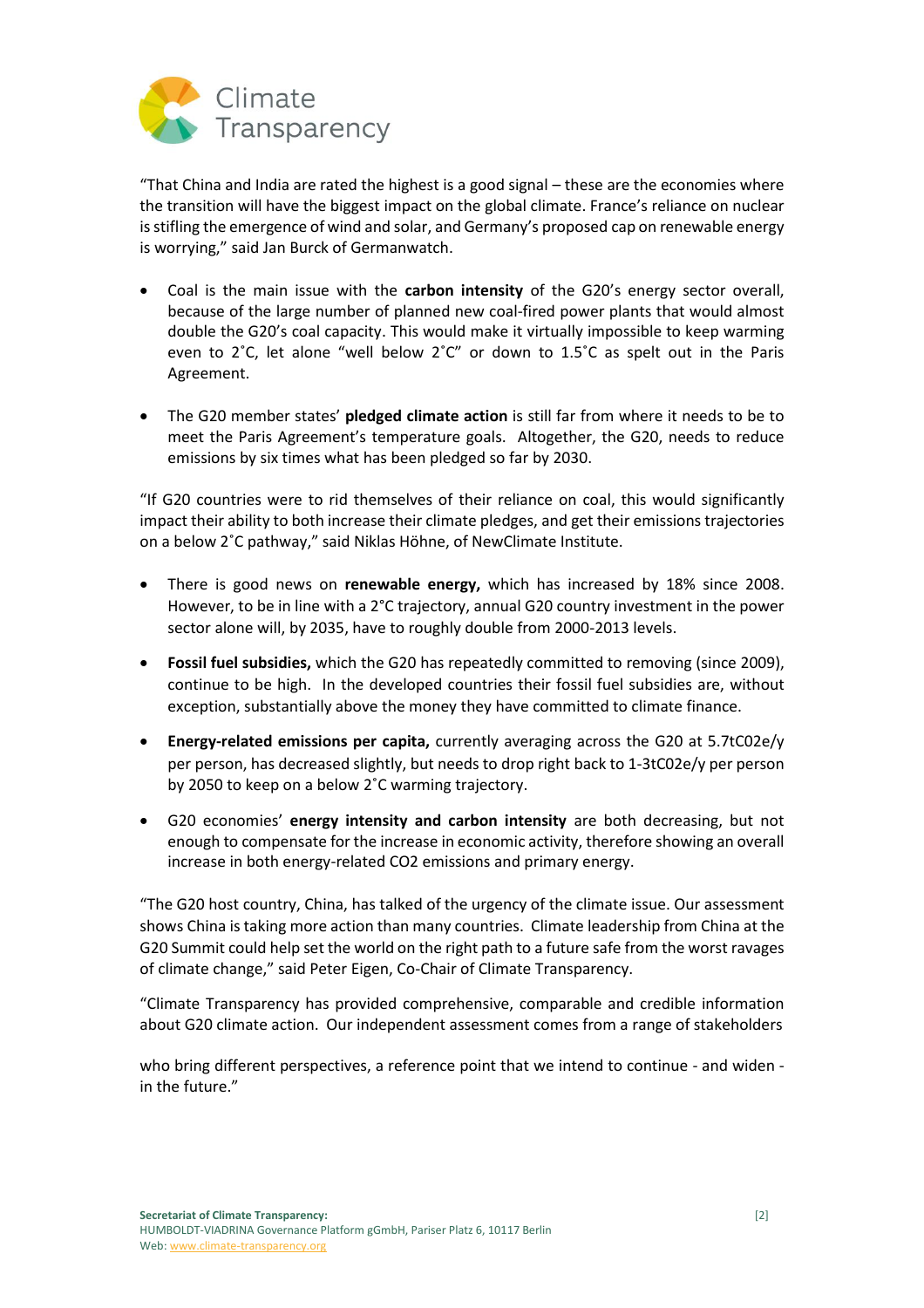"That China and India are rated the highest is a good signal – these are the economies where the transition will have the biggest impact on the global climate. France's reliance on nuclear is stifling the emergence of wind and solar, and Germany's proposed cap on renewable energy is worrying," said Jan Burck of Germanwatch.

- Coal is the main issue with the **carbon intensity** of the G20's energy sector overall, because of the large number of planned new coal-fired power plants that would almost double the G20's coal capacity. This would make it virtually impossible to keep warming even to 2˚C, let alone "well below 2˚C" or down to 1.5˚C as spelt out in the Paris Agreement.

- The G20 member states' **pledged climate action** is still far from where it needs to be to meet the Paris Agreement's temperature goals. Altogether, the G20, needs to reduce emissions by six times what has been pledged so far by 2030.

"If G20 countries were to rid themselves of their reliance on coal, this would significantly impact their ability to both increase their climate pledges, and get their emissions trajectories on a below 2˚C pathway," said Niklas Höhne, of NewClimate Institute.

- There is good news on **renewable energy,** which has increased by 18% since 2008. However, to be in line with a 2°C trajectory, annual G20 country investment in the power sector alone will, by 2035, have to roughly double from 2000-2013 levels.

- **Fossil fuel subsidies,** which the G20 has repeatedly committed to removing (since 2009), continue to be high. In the developed countries their fossil fuel subsidies are, without exception, substantially above the money they have committed to climate finance.

- **Energy-related emissions per capita,** currently averaging across the G20 at 5.7tC02e/y per person, has decreased slightly, but needs to drop right back to 1-3tC02e/y per person by 2050 to keep on a below 2˚C warming trajectory.

- G20 economies' **energy intensity and carbon intensity** are both decreasing, but not enough to compensate for the increase in economic activity, therefore showing an overall increase in both energy-related $CO_2$ emissions and primary energy.

"The G20 host country, China, has talked of the urgency of the climate issue. Our assessment shows China is taking more action than many countries. Climate leadership from China at the G20 Summit could help set the world on the right path to a future safe from the worst ravages of climate change," said Peter Eigen, Co-Chair of Climate Transparency.

"Climate Transparency has provided comprehensive, comparable and credible information about G20 climate action. Our independent assessment comes from a range of stakeholders who bring different perspectives, a reference point that we intend to continue - and widen - in the future."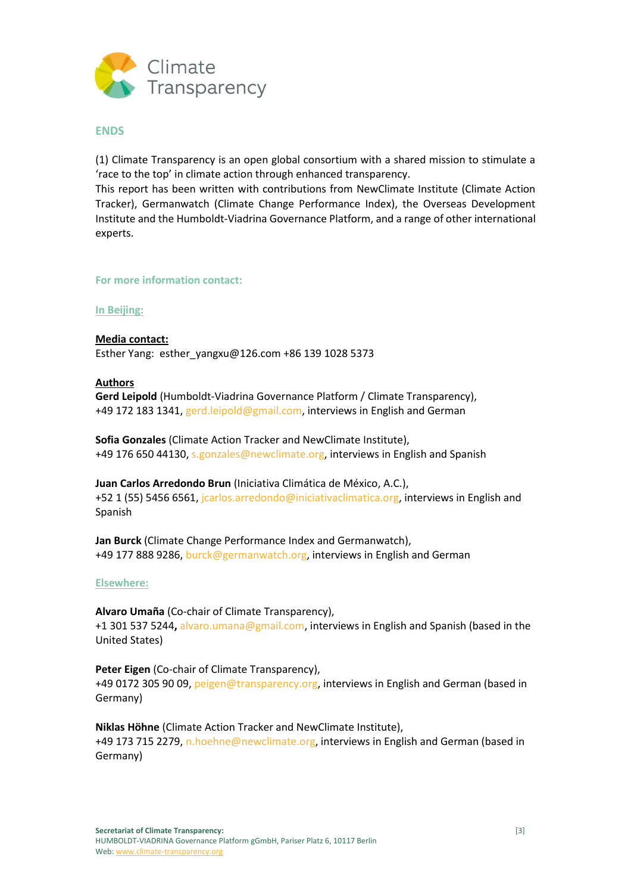Climate Transparency

## ENDS

(1) Climate Transparency is an open global consortium with a shared mission to stimulate a 'race to the top' in climate action through enhanced transparency.
This report has been written with contributions from NewClimate Institute (Climate Action Tracker), Germanwatch (Climate Change Performance Index), the Overseas Development Institute and the Humboldt-Viadrina Governance Platform, and a range of other international experts.

## For more information contact:

### In Beijing:

**Media contact:**
Esther Yang: esther_yangxu@126.com +86 139 1028 5373

**Authors**
**Gerd Leipold** (Humboldt-Viadrina Governance Platform / Climate Transparency), +49 172 183 1341, gerd.leipold@gmail.com, interviews in English and German

**Sofia Gonzales** (Climate Action Tracker and NewClimate Institute), +49 176 650 44130, s.gonzales@newclimate.org, interviews in English and Spanish

**Juan Carlos Arredondo Brun** (Iniciativa Climática de México, A.C.), +52 1 (55) 5456 6561, jcarlos.arredondo@iniciativaclimatica.org, interviews in English and Spanish

**Jan Burck** (Climate Change Performance Index and Germanwatch), +49 177 888 9286, burck@germanwatch.org, interviews in English and German

### Elsewhere:

**Alvaro Umaña** (Co-chair of Climate Transparency), +1 301 537 5244**,** alvaro.umana@gmail.com, interviews in English and Spanish (based in the United States)

**Peter Eigen** (Co-chair of Climate Transparency), +49 0172 305 90 09, peigen@transparency.org, interviews in English and German (based in Germany)

**Niklas Höhne** (Climate Action Tracker and NewClimate Institute), +49 173 715 2279, n.hoehne@newclimate.org, interviews in English and German (based in Germany)

**Secretariat of Climate Transparency:**
HUMBOLDT-VIADRINA Governance Platform gGmbH, Pariser Platz 6, 10117 Berlin
Web: www.climate-transparency.org